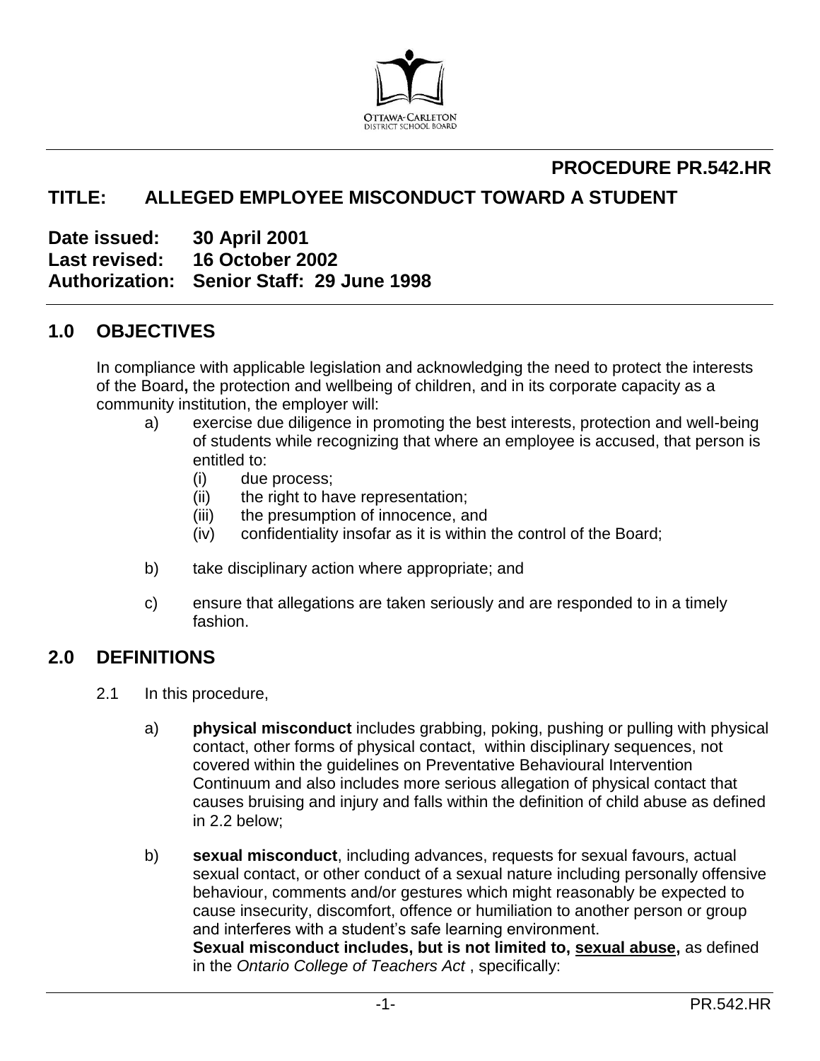OTTAWA-CARLETON
DISTRICT SCHOOL BOARD

**PROCEDURE PR.542.HR**

# TITLE: ALLEGED EMPLOYEE MISCONDUCT TOWARD A STUDENT

**Date issued:** 30 April 2001
**Last revised:** 16 October 2002
**Authorization:** Senior Staff: 29 June 1998

## 1.0 OBJECTIVES

In compliance with applicable legislation and acknowledging the need to protect the interests of the Board**,** the protection and wellbeing of children, and in its corporate capacity as a community institution, the employer will:

a) exercise due diligence in promoting the best interests, protection and well-being of students while recognizing that where an employee is accused, that person is entitled to:
   (i) due process;
   (ii) the right to have representation;
   (iii) the presumption of innocence, and
   (iv) confidentiality insofar as it is within the control of the Board;

b) take disciplinary action where appropriate; and

c) ensure that allegations are taken seriously and are responded to in a timely fashion.

## 2.0 DEFINITIONS

2.1 In this procedure,

a) **physical misconduct** includes grabbing, poking, pushing or pulling with physical contact, other forms of physical contact, within disciplinary sequences, not covered within the guidelines on Preventative Behavioural Intervention Continuum and also includes more serious allegation of physical contact that causes bruising and injury and falls within the definition of child abuse as defined in 2.2 below;

b) **sexual misconduct**, including advances, requests for sexual favours, actual sexual contact, or other conduct of a sexual nature including personally offensive behaviour, comments and/or gestures which might reasonably be expected to cause insecurity, discomfort, offence or humiliation to another person or group and interferes with a student's safe learning environment.
**Sexual misconduct includes, but is not limited to, <u>sexual abuse</u>,** as defined in the *Ontario College of Teachers Act* , specifically: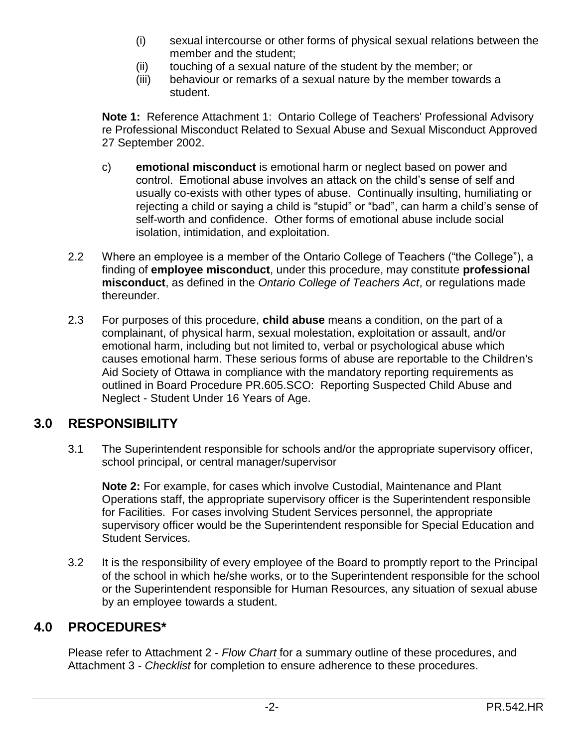(i) sexual intercourse or other forms of physical sexual relations between the member and the student;
(ii) touching of a sexual nature of the student by the member; or
(iii) behaviour or remarks of a sexual nature by the member towards a student.

**Note 1:** Reference Attachment 1: Ontario College of Teachers' Professional Advisory re Professional Misconduct Related to Sexual Abuse and Sexual Misconduct Approved 27 September 2002.

c) **emotional misconduct** is emotional harm or neglect based on power and control. Emotional abuse involves an attack on the child's sense of self and usually co-exists with other types of abuse. Continually insulting, humiliating or rejecting a child or saying a child is "stupid" or "bad", can harm a child's sense of self-worth and confidence. Other forms of emotional abuse include social isolation, intimidation, and exploitation.

2.2 Where an employee is a member of the Ontario College of Teachers ("the College"), a finding of **employee misconduct**, under this procedure, may constitute **professional misconduct**, as defined in the *Ontario College of Teachers Act*, or regulations made thereunder.

2.3 For purposes of this procedure, **child abuse** means a condition, on the part of a complainant, of physical harm, sexual molestation, exploitation or assault, and/or emotional harm, including but not limited to, verbal or psychological abuse which causes emotional harm. These serious forms of abuse are reportable to the Children's Aid Society of Ottawa in compliance with the mandatory reporting requirements as outlined in Board Procedure PR.605.SCO: Reporting Suspected Child Abuse and Neglect - Student Under 16 Years of Age.

## 3.0 RESPONSIBILITY

3.1 The Superintendent responsible for schools and/or the appropriate supervisory officer, school principal, or central manager/supervisor

**Note 2:** For example, for cases which involve Custodial, Maintenance and Plant Operations staff, the appropriate supervisory officer is the Superintendent responsible for Facilities. For cases involving Student Services personnel, the appropriate supervisory officer would be the Superintendent responsible for Special Education and Student Services.

3.2 It is the responsibility of every employee of the Board to promptly report to the Principal of the school in which he/she works, or to the Superintendent responsible for the school or the Superintendent responsible for Human Resources, any situation of sexual abuse by an employee towards a student.

## 4.0 PROCEDURES*

Please refer to Attachment 2 - *Flow Chart* for a summary outline of these procedures, and Attachment 3 - *Checklist* for completion to ensure adherence to these procedures.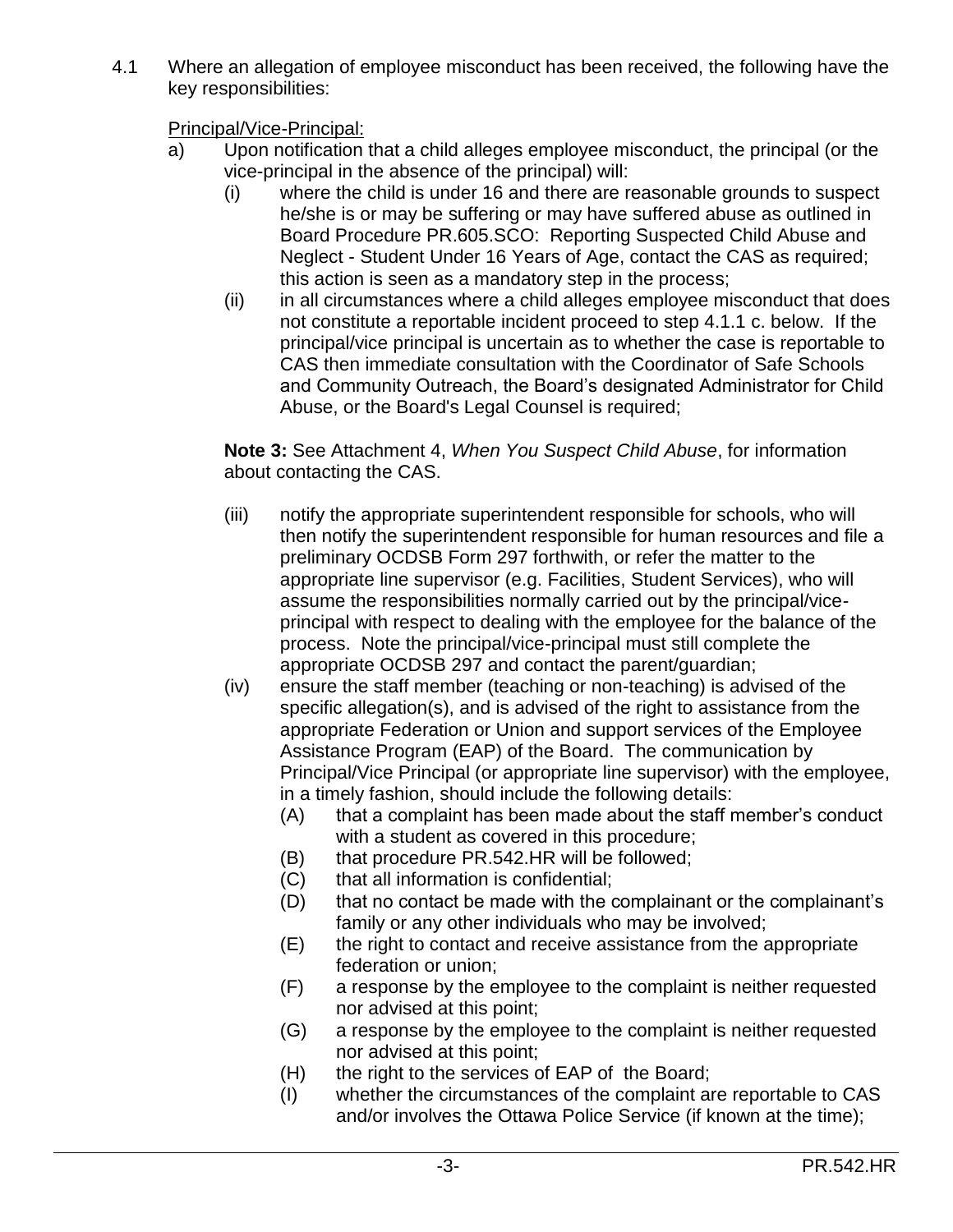4.1 Where an allegation of employee misconduct has been received, the following have the key responsibilities:

Principal/Vice-Principal:

a) Upon notification that a child alleges employee misconduct, the principal (or the vice-principal in the absence of the principal) will:

   (i) where the child is under 16 and there are reasonable grounds to suspect he/she is or may be suffering or may have suffered abuse as outlined in Board Procedure PR.605.SCO: Reporting Suspected Child Abuse and Neglect - Student Under 16 Years of Age, contact the CAS as required; this action is seen as a mandatory step in the process;

   (ii) in all circumstances where a child alleges employee misconduct that does not constitute a reportable incident proceed to step 4.1.1 c. below. If the principal/vice principal is uncertain as to whether the case is reportable to CAS then immediate consultation with the Coordinator of Safe Schools and Community Outreach, the Board's designated Administrator for Child Abuse, or the Board's Legal Counsel is required;

   **Note 3:** See Attachment 4, *When You Suspect Child Abuse*, for information about contacting the CAS.

   (iii) notify the appropriate superintendent responsible for schools, who will then notify the superintendent responsible for human resources and file a preliminary OCDSB Form 297 forthwith, or refer the matter to the appropriate line supervisor (e.g. Facilities, Student Services), who will assume the responsibilities normally carried out by the principal/vice-principal with respect to dealing with the employee for the balance of the process. Note the principal/vice-principal must still complete the appropriate OCDSB 297 and contact the parent/guardian;

   (iv) ensure the staff member (teaching or non-teaching) is advised of the specific allegation(s), and is advised of the right to assistance from the appropriate Federation or Union and support services of the Employee Assistance Program (EAP) of the Board. The communication by Principal/Vice Principal (or appropriate line supervisor) with the employee, in a timely fashion, should include the following details:

      (A) that a complaint has been made about the staff member's conduct with a student as covered in this procedure;

      (B) that procedure PR.542.HR will be followed;

      (C) that all information is confidential;

      (D) that no contact be made with the complainant or the complainant's family or any other individuals who may be involved;

      (E) the right to contact and receive assistance from the appropriate federation or union;

      (F) a response by the employee to the complaint is neither requested nor advised at this point;

      (G) a response by the employee to the complaint is neither requested nor advised at this point;

      (H) the right to the services of EAP of the Board;

      (I) whether the circumstances of the complaint are reportable to CAS and/or involves the Ottawa Police Service (if known at the time);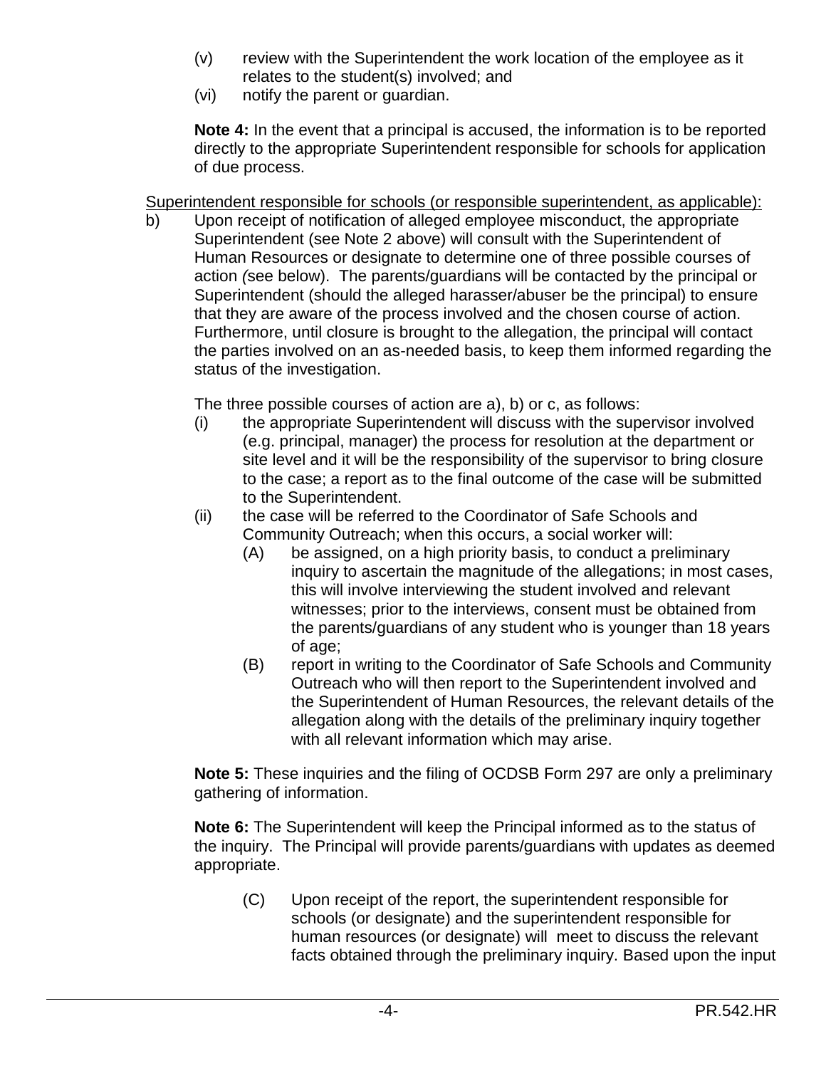(v) review with the Superintendent the work location of the employee as it relates to the student(s) involved; and

(vi) notify the parent or guardian.

**Note 4:** In the event that a principal is accused, the information is to be reported directly to the appropriate Superintendent responsible for schools for application of due process.

<u>Superintendent responsible for schools (or responsible superintendent, as applicable):</u>

b) Upon receipt of notification of alleged employee misconduct, the appropriate Superintendent (see Note 2 above) will consult with the Superintendent of Human Resources or designate to determine one of three possible courses of action *(*see below). The parents/guardians will be contacted by the principal or Superintendent (should the alleged harasser/abuser be the principal) to ensure that they are aware of the process involved and the chosen course of action. Furthermore, until closure is brought to the allegation, the principal will contact the parties involved on an as-needed basis, to keep them informed regarding the status of the investigation.

The three possible courses of action are a), b) or c, as follows:

(i) the appropriate Superintendent will discuss with the supervisor involved (e.g. principal, manager) the process for resolution at the department or site level and it will be the responsibility of the supervisor to bring closure to the case; a report as to the final outcome of the case will be submitted to the Superintendent.

(ii) the case will be referred to the Coordinator of Safe Schools and Community Outreach; when this occurs, a social worker will:

(A) be assigned, on a high priority basis, to conduct a preliminary inquiry to ascertain the magnitude of the allegations; in most cases, this will involve interviewing the student involved and relevant witnesses; prior to the interviews, consent must be obtained from the parents/guardians of any student who is younger than 18 years of age;

(B) report in writing to the Coordinator of Safe Schools and Community Outreach who will then report to the Superintendent involved and the Superintendent of Human Resources, the relevant details of the allegation along with the details of the preliminary inquiry together with all relevant information which may arise.

**Note 5:** These inquiries and the filing of OCDSB Form 297 are only a preliminary gathering of information.

**Note 6:** The Superintendent will keep the Principal informed as to the status of the inquiry. The Principal will provide parents/guardians with updates as deemed appropriate.

(C) Upon receipt of the report, the superintendent responsible for schools (or designate) and the superintendent responsible for human resources (or designate) will meet to discuss the relevant facts obtained through the preliminary inquiry. Based upon the input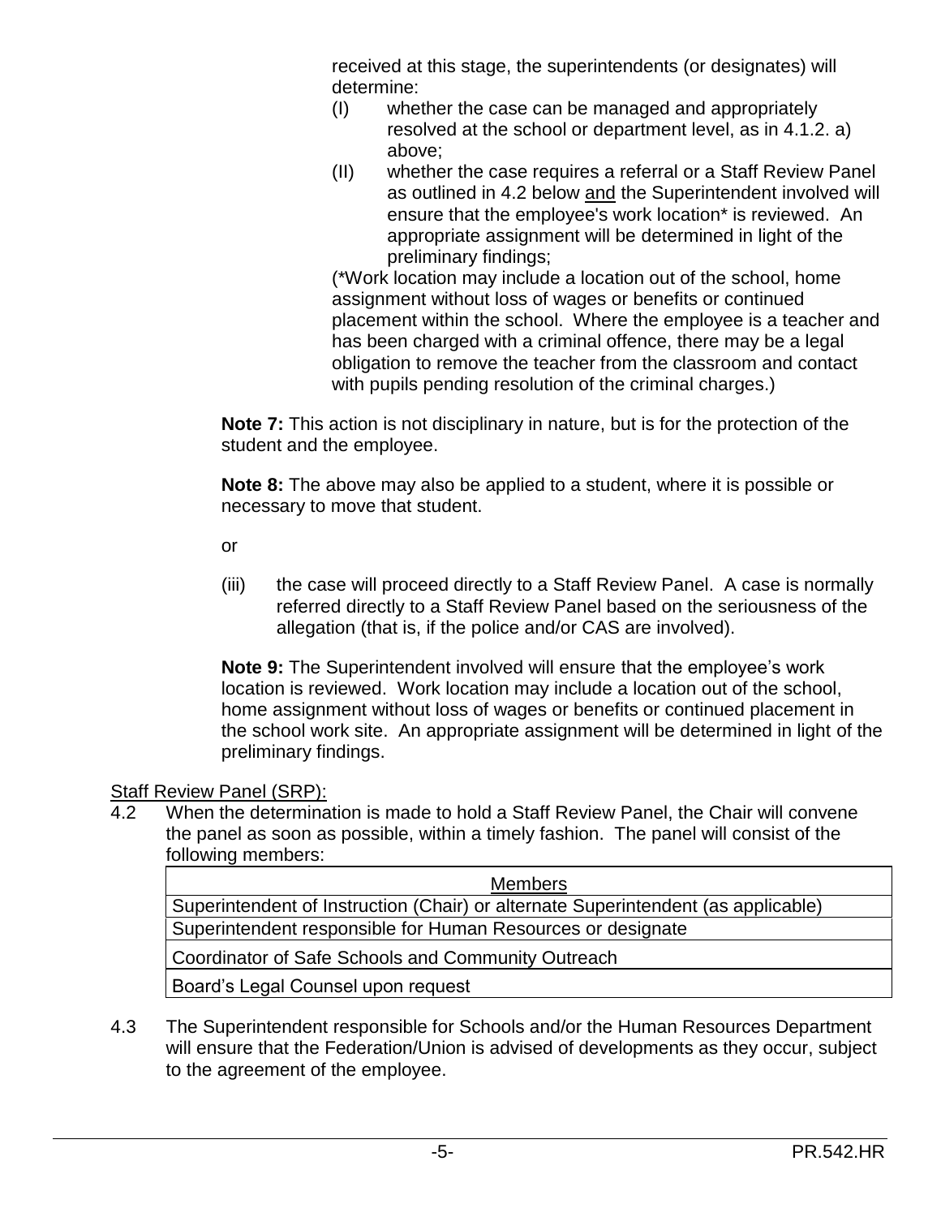received at this stage, the superintendents (or designates) will determine:

(I) whether the case can be managed and appropriately resolved at the school or department level, as in 4.1.2. a) above;

(II) whether the case requires a referral or a Staff Review Panel as outlined in 4.2 below <u>and</u> the Superintendent involved will ensure that the employee's work location* is reviewed. An appropriate assignment will be determined in light of the preliminary findings;

(*Work location may include a location out of the school, home assignment without loss of wages or benefits or continued placement within the school. Where the employee is a teacher and has been charged with a criminal offence, there may be a legal obligation to remove the teacher from the classroom and contact with pupils pending resolution of the criminal charges.)

**Note 7:** This action is not disciplinary in nature, but is for the protection of the student and the employee.

**Note 8:** The above may also be applied to a student, where it is possible or necessary to move that student.

or

(iii) the case will proceed directly to a Staff Review Panel. A case is normally referred directly to a Staff Review Panel based on the seriousness of the allegation (that is, if the police and/or CAS are involved).

**Note 9:** The Superintendent involved will ensure that the employee's work location is reviewed. Work location may include a location out of the school, home assignment without loss of wages or benefits or continued placement in the school work site. An appropriate assignment will be determined in light of the preliminary findings.

<u>Staff Review Panel (SRP):</u>

4.2 When the determination is made to hold a Staff Review Panel, the Chair will convene the panel as soon as possible, within a timely fashion. The panel will consist of the following members:

| Members |
|---|
| Superintendent of Instruction (Chair) or alternate Superintendent (as applicable) |
| Superintendent responsible for Human Resources or designate |
| Coordinator of Safe Schools and Community Outreach |
| Board's Legal Counsel upon request |

4.3 The Superintendent responsible for Schools and/or the Human Resources Department will ensure that the Federation/Union is advised of developments as they occur, subject to the agreement of the employee.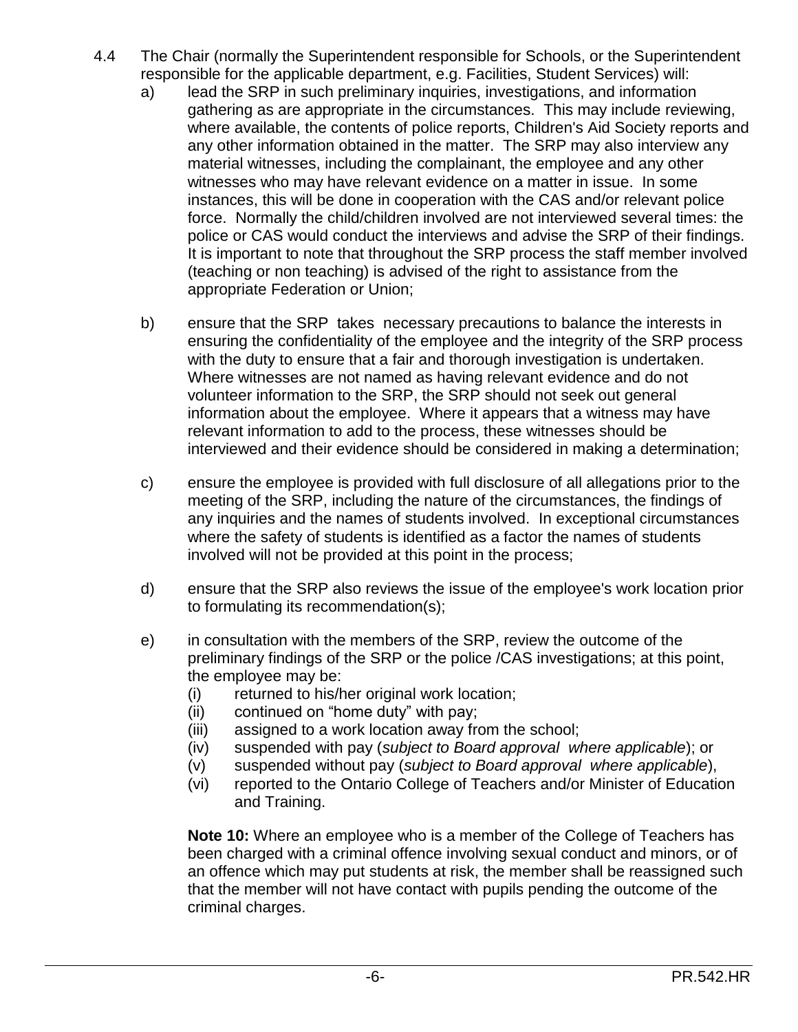4.4 The Chair (normally the Superintendent responsible for Schools, or the Superintendent responsible for the applicable department, e.g. Facilities, Student Services) will:

a) lead the SRP in such preliminary inquiries, investigations, and information gathering as are appropriate in the circumstances. This may include reviewing, where available, the contents of police reports, Children's Aid Society reports and any other information obtained in the matter. The SRP may also interview any material witnesses, including the complainant, the employee and any other witnesses who may have relevant evidence on a matter in issue. In some instances, this will be done in cooperation with the CAS and/or relevant police force. Normally the child/children involved are not interviewed several times: the police or CAS would conduct the interviews and advise the SRP of their findings. It is important to note that throughout the SRP process the staff member involved (teaching or non teaching) is advised of the right to assistance from the appropriate Federation or Union;

b) ensure that the SRP takes necessary precautions to balance the interests in ensuring the confidentiality of the employee and the integrity of the SRP process with the duty to ensure that a fair and thorough investigation is undertaken. Where witnesses are not named as having relevant evidence and do not volunteer information to the SRP, the SRP should not seek out general information about the employee. Where it appears that a witness may have relevant information to add to the process, these witnesses should be interviewed and their evidence should be considered in making a determination;

c) ensure the employee is provided with full disclosure of all allegations prior to the meeting of the SRP, including the nature of the circumstances, the findings of any inquiries and the names of students involved. In exceptional circumstances where the safety of students is identified as a factor the names of students involved will not be provided at this point in the process;

d) ensure that the SRP also reviews the issue of the employee's work location prior to formulating its recommendation(s);

e) in consultation with the members of the SRP, review the outcome of the preliminary findings of the SRP or the police /CAS investigations; at this point, the employee may be:

   (i) returned to his/her original work location;
   (ii) continued on “home duty” with pay;
   (iii) assigned to a work location away from the school;
   (iv) suspended with pay (*subject to Board approval where applicable*); or
   (v) suspended without pay (*subject to Board approval where applicable*),
   (vi) reported to the Ontario College of Teachers and/or Minister of Education and Training.

   **Note 10:** Where an employee who is a member of the College of Teachers has been charged with a criminal offence involving sexual conduct and minors, or of an offence which may put students at risk, the member shall be reassigned such that the member will not have contact with pupils pending the outcome of the criminal charges.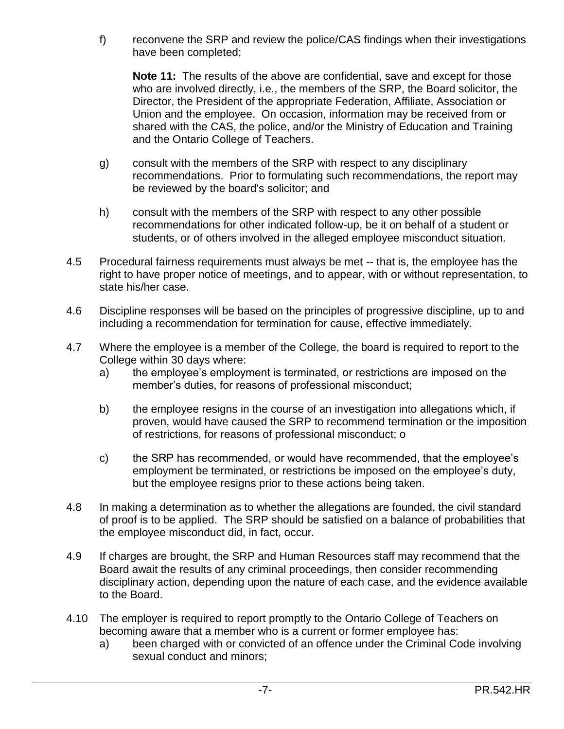f) reconvene the SRP and review the police/CAS findings when their investigations have been completed;

 **Note 11:** The results of the above are confidential, save and except for those who are involved directly, i.e., the members of the SRP, the Board solicitor, the Director, the President of the appropriate Federation, Affiliate, Association or Union and the employee. On occasion, information may be received from or shared with the CAS, the police, and/or the Ministry of Education and Training and the Ontario College of Teachers.

g) consult with the members of the SRP with respect to any disciplinary recommendations. Prior to formulating such recommendations, the report may be reviewed by the board's solicitor; and

h) consult with the members of the SRP with respect to any other possible recommendations for other indicated follow-up, be it on behalf of a student or students, or of others involved in the alleged employee misconduct situation.

4.5 Procedural fairness requirements must always be met -- that is, the employee has the right to have proper notice of meetings, and to appear, with or without representation, to state his/her case.

4.6 Discipline responses will be based on the principles of progressive discipline, up to and including a recommendation for termination for cause, effective immediately.

4.7 Where the employee is a member of the College, the board is required to report to the College within 30 days where:

a) the employee's employment is terminated, or restrictions are imposed on the member's duties, for reasons of professional misconduct;

b) the employee resigns in the course of an investigation into allegations which, if proven, would have caused the SRP to recommend termination or the imposition of restrictions, for reasons of professional misconduct; o

c) the SRP has recommended, or would have recommended, that the employee's employment be terminated, or restrictions be imposed on the employee's duty, but the employee resigns prior to these actions being taken.

4.8 In making a determination as to whether the allegations are founded, the civil standard of proof is to be applied. The SRP should be satisfied on a balance of probabilities that the employee misconduct did, in fact, occur.

4.9 If charges are brought, the SRP and Human Resources staff may recommend that the Board await the results of any criminal proceedings, then consider recommending disciplinary action, depending upon the nature of each case, and the evidence available to the Board.

4.10 The employer is required to report promptly to the Ontario College of Teachers on becoming aware that a member who is a current or former employee has:

a) been charged with or convicted of an offence under the Criminal Code involving sexual conduct and minors;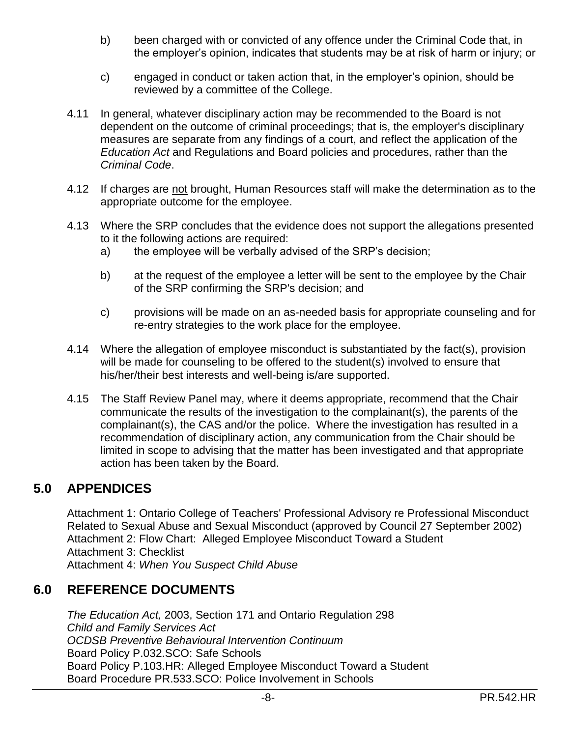b) been charged with or convicted of any offence under the Criminal Code that, in the employer's opinion, indicates that students may be at risk of harm or injury; or

c) engaged in conduct or taken action that, in the employer's opinion, should be reviewed by a committee of the College.

4.11 In general, whatever disciplinary action may be recommended to the Board is not dependent on the outcome of criminal proceedings; that is, the employer's disciplinary measures are separate from any findings of a court, and reflect the application of the *Education Act* and Regulations and Board policies and procedures, rather than the *Criminal Code*.

4.12 If charges are not brought, Human Resources staff will make the determination as to the appropriate outcome for the employee.

4.13 Where the SRP concludes that the evidence does not support the allegations presented to it the following actions are required:

a) the employee will be verbally advised of the SRP's decision;

b) at the request of the employee a letter will be sent to the employee by the Chair of the SRP confirming the SRP's decision; and

c) provisions will be made on an as-needed basis for appropriate counseling and for re-entry strategies to the work place for the employee.

4.14 Where the allegation of employee misconduct is substantiated by the fact(s), provision will be made for counseling to be offered to the student(s) involved to ensure that his/her/their best interests and well-being is/are supported.

4.15 The Staff Review Panel may, where it deems appropriate, recommend that the Chair communicate the results of the investigation to the complainant(s), the parents of the complainant(s), the CAS and/or the police. Where the investigation has resulted in a recommendation of disciplinary action, any communication from the Chair should be limited in scope to advising that the matter has been investigated and that appropriate action has been taken by the Board.

## 5.0 APPENDICES

Attachment 1: Ontario College of Teachers' Professional Advisory re Professional Misconduct Related to Sexual Abuse and Sexual Misconduct (approved by Council 27 September 2002)
Attachment 2: Flow Chart: Alleged Employee Misconduct Toward a Student
Attachment 3: Checklist
Attachment 4: *When You Suspect Child Abuse*

## 6.0 REFERENCE DOCUMENTS

*The Education Act,* 2003, Section 171 and Ontario Regulation 298
*Child and Family Services Act*
*OCDSB Preventive Behavioural Intervention Continuum*
Board Policy P.032.SCO: Safe Schools
Board Policy P.103.HR: Alleged Employee Misconduct Toward a Student
Board Procedure PR.533.SCO: Police Involvement in Schools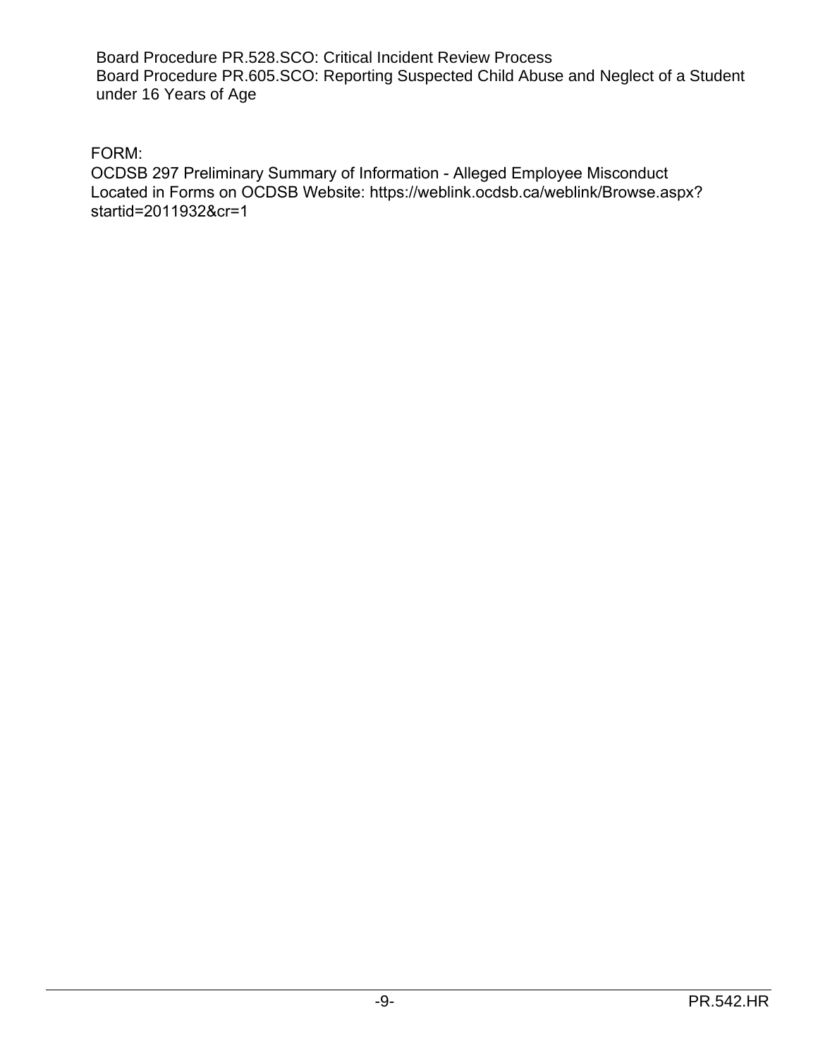Board Procedure PR.528.SCO: Critical Incident Review Process
Board Procedure PR.605.SCO: Reporting Suspected Child Abuse and Neglect of a Student under 16 Years of Age

FORM:
OCDSB 297 Preliminary Summary of Information - Alleged Employee Misconduct
Located in Forms on OCDSB Website: https://weblink.ocdsb.ca/weblink/Browse.aspx?startid=2011932&cr=1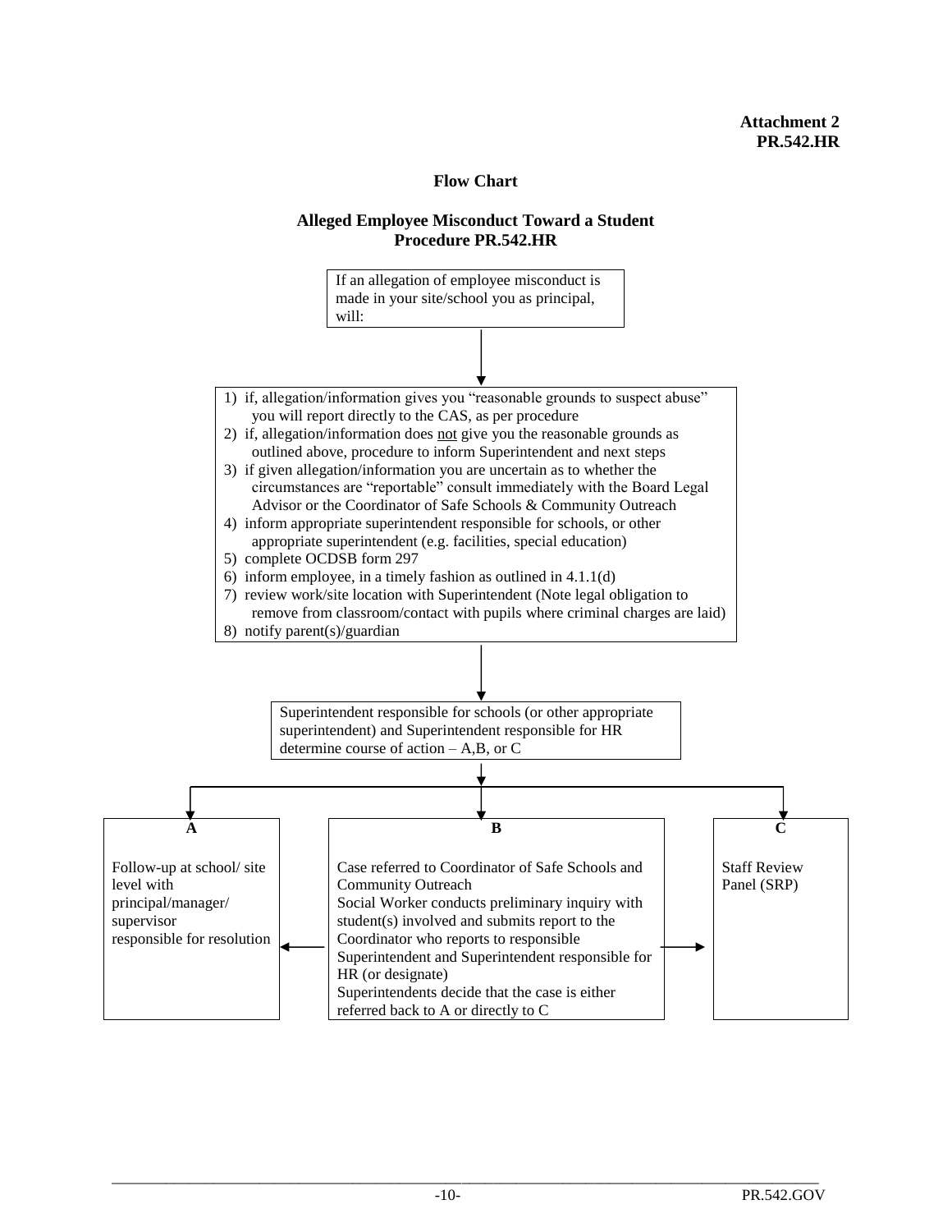**Attachment 2**
**PR.542.HR**

## Flow Chart

### Alleged Employee Misconduct Toward a Student
### Procedure PR.542.HR

If an allegation of employee misconduct is made in your site/school you as principal, will:

↓

1) if, allegation/information gives you "reasonable grounds to suspect abuse" you will report directly to the CAS, as per procedure
2) if, allegation/information does not give you the reasonable grounds as outlined above, procedure to inform Superintendent and next steps
3) if given allegation/information you are uncertain as to whether the circumstances are "reportable" consult immediately with the Board Legal Advisor or the Coordinator of Safe Schools & Community Outreach
4) inform appropriate superintendent responsible for schools, or other appropriate superintendent (e.g. facilities, special education)
5) complete OCDSB form 297
6) inform employee, in a timely fashion as outlined in 4.1.1(d)
7) review work/site location with Superintendent (Note legal obligation to remove from classroom/contact with pupils where criminal charges are laid)
8) notify parent(s)/guardian

↓

Superintendent responsible for schools (or other appropriate superintendent) and Superintendent responsible for HR determine course of action – A,B, or C

↓

**A**

Follow-up at school/ site level with principal/manager/ supervisor responsible for resolution

**B**

Case referred to Coordinator of Safe Schools and Community Outreach
Social Worker conducts preliminary inquiry with student(s) involved and submits report to the Coordinator who reports to responsible Superintendent and Superintendent responsible for HR (or designate)
Superintendents decide that the case is either referred back to A or directly to C

**C**

Staff Review Panel (SRP)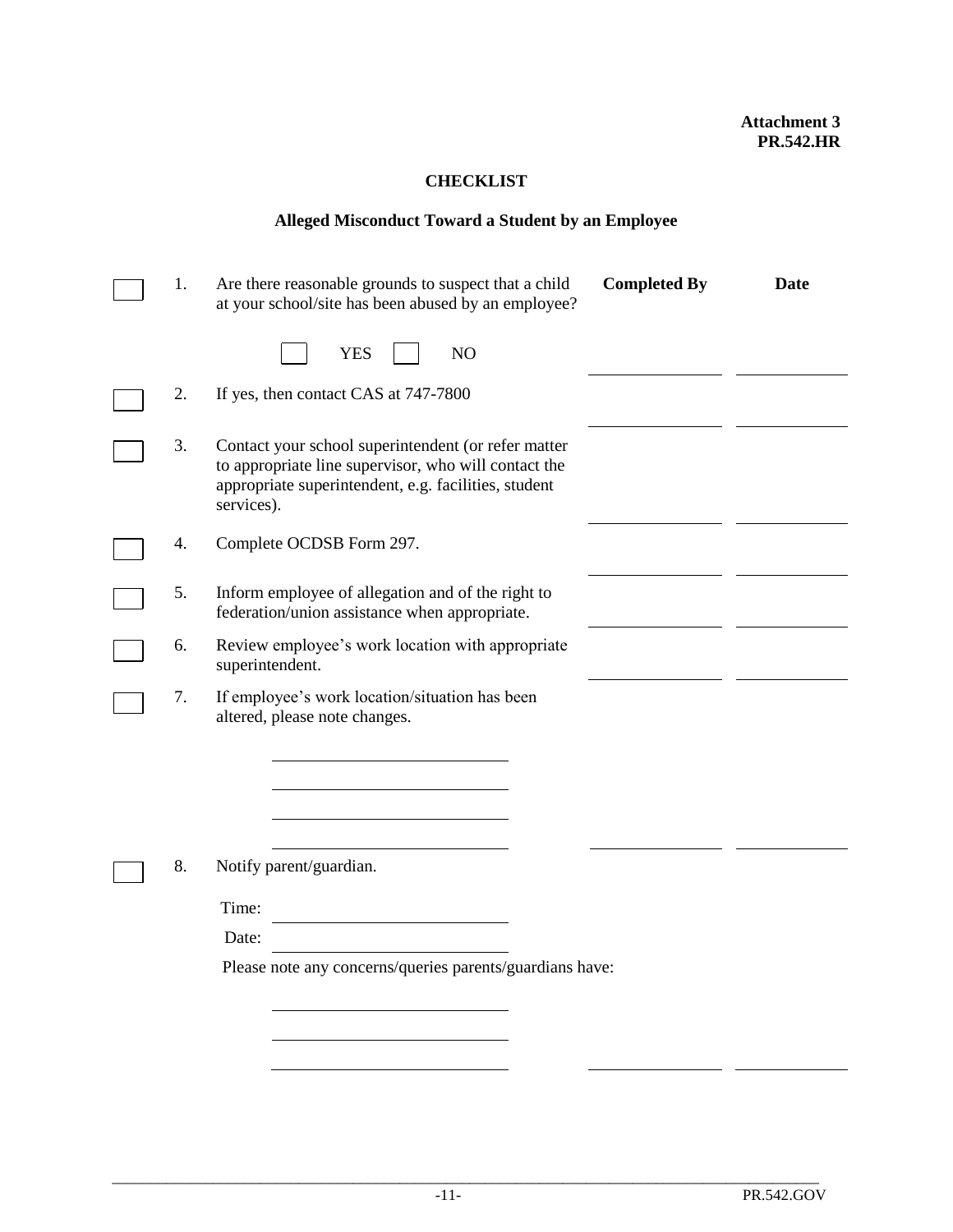**Attachment 3**
**PR.542.HR**

## CHECKLIST

### Alleged Misconduct Toward a Student by an Employee

| | # | Item | Completed By | Date |
|---|---|---|---|---|
| ☐ | 1. | Are there reasonable grounds to suspect that a child at your school/site has been abused by an employee?<br><br>☐ YES ☐ NO | ____________ | ____________ |
| ☐ | 2. | If yes, then contact CAS at 747-7800 | ____________ | ____________ |
| ☐ | 3. | Contact your school superintendent (or refer matter to appropriate line supervisor, who will contact the appropriate superintendent, e.g. facilities, student services). | ____________ | ____________ |
| ☐ | 4. | Complete OCDSB Form 297. | ____________ | ____________ |
| ☐ | 5. | Inform employee of allegation and of the right to federation/union assistance when appropriate. | ____________ | ____________ |
| ☐ | 6. | Review employee's work location with appropriate superintendent. | ____________ | ____________ |
| ☐ | 7. | If employee's work location/situation has been altered, please note changes.<br><br>____________________<br>____________________<br>____________________<br>____________________ | ____________ | ____________ |
| ☐ | 8. | Notify parent/guardian.<br><br>Time: ____________________<br>Date: ____________________<br><br>Please note any concerns/queries parents/guardians have:<br><br>____________________<br>____________________<br>____________________ | ____________ | ____________ |

PR.542.GOV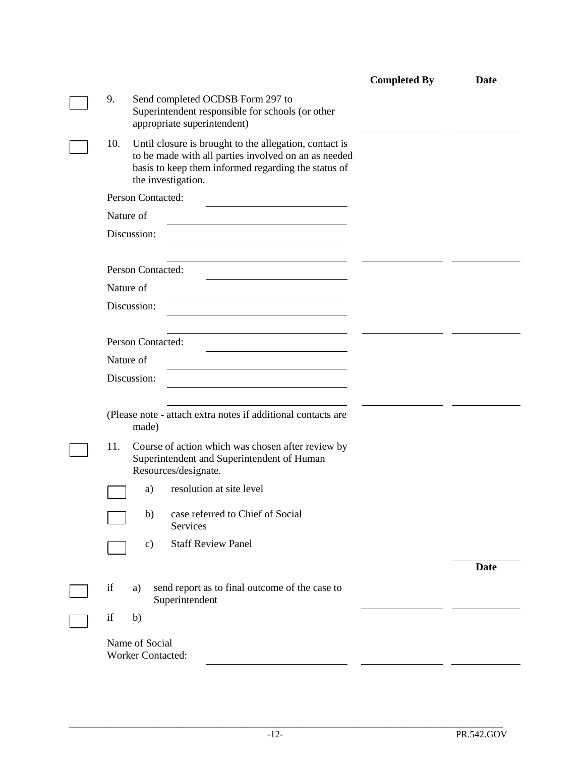| | | Completed By | Date |
|---|---|---|---|
| ☐ | 9. Send completed OCDSB Form 297 to Superintendent responsible for schools (or other appropriate superintendent) | ________ | ________ |
| ☐ | 10. Until closure is brought to the allegation, contact is to be made with all parties involved on an as needed basis to keep them informed regarding the status of the investigation. | | |
| | Person Contacted: ________ | | |
| | Nature of Discussion: ________ | ________ | ________ |
| | Person Contacted: ________ | | |
| | Nature of Discussion: ________ | ________ | ________ |
| | Person Contacted: ________ | | |
| | Nature of Discussion: ________ | ________ | ________ |
| | (Please note - attach extra notes if additional contacts are made) | | |
| ☐ | 11. Course of action which was chosen after review by Superintendent and Superintendent of Human Resources/designate. | | |
| | ☐ a) resolution at site level | | |
| | ☐ b) case referred to Chief of Social Services | | |
| | ☐ c) Staff Review Panel | | |
| | | | Date |
| ☐ | if a) send report as to final outcome of the case to Superintendent | ________ | ________ |
| ☐ | if b) | | |
| | Name of Social Worker Contacted: ________ | ________ | ________ |

PR.542.GOV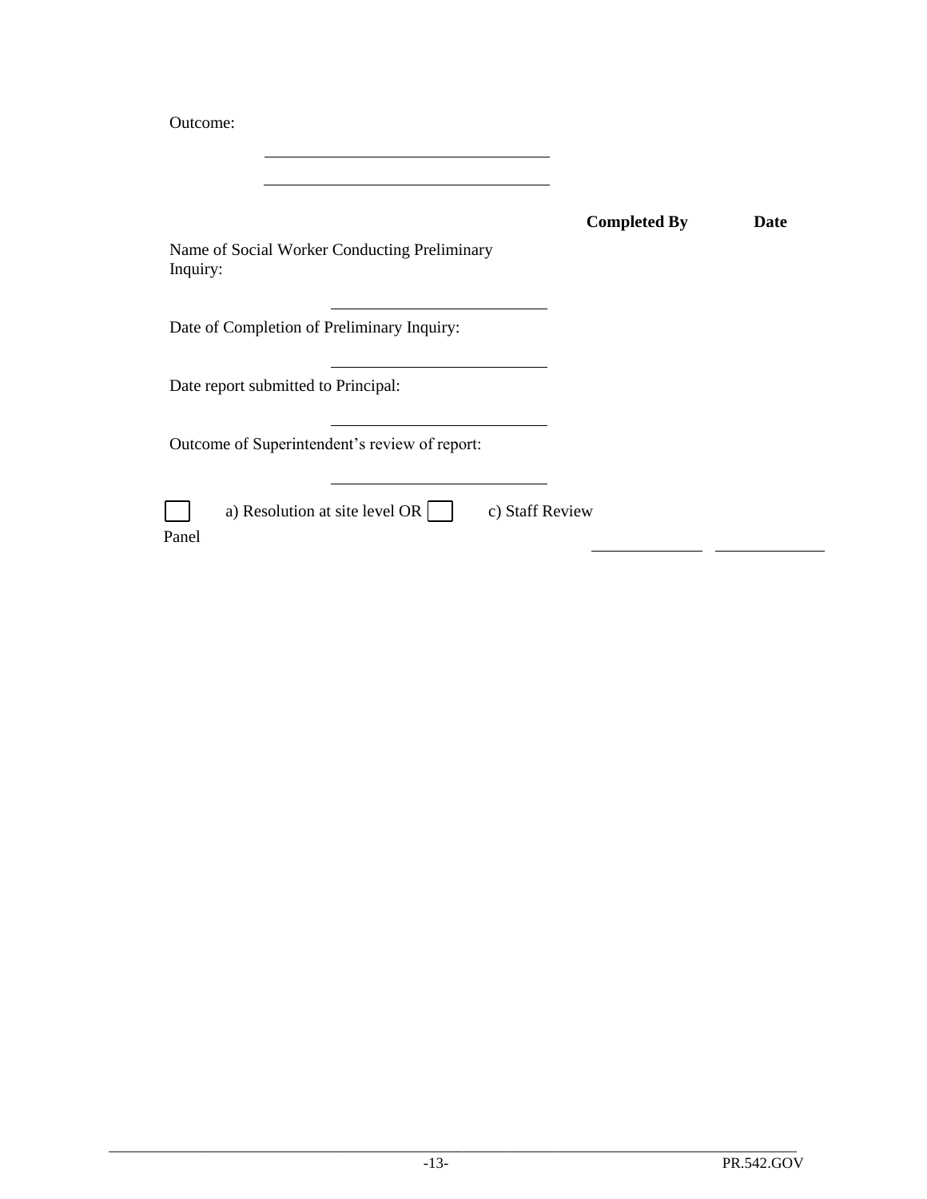Outcome:

\_\_\_\_\_\_\_\_\_\_\_\_\_\_\_\_\_\_\_\_\_\_\_\_\_\_\_\_\_\_

\_\_\_\_\_\_\_\_\_\_\_\_\_\_\_\_\_\_\_\_\_\_\_\_\_\_\_\_\_\_

| | **Completed By** | **Date** |
|---|---|---|
| Name of Social Worker Conducting Preliminary Inquiry: \_\_\_\_\_\_\_\_\_\_\_\_\_\_\_\_\_\_\_\_\_\_ | | |
| Date of Completion of Preliminary Inquiry: \_\_\_\_\_\_\_\_\_\_\_\_\_\_\_\_\_\_\_\_\_\_ | | |
| Date report submitted to Principal: \_\_\_\_\_\_\_\_\_\_\_\_\_\_\_\_\_\_\_\_\_\_ | | |
| Outcome of Superintendent's review of report: \_\_\_\_\_\_\_\_\_\_\_\_\_\_\_\_\_\_\_\_\_\_ | | |
| ☐ a) Resolution at site level OR ☐ c) Staff Review Panel | \_\_\_\_\_\_\_\_\_\_\_\_ | \_\_\_\_\_\_\_\_\_\_\_\_ |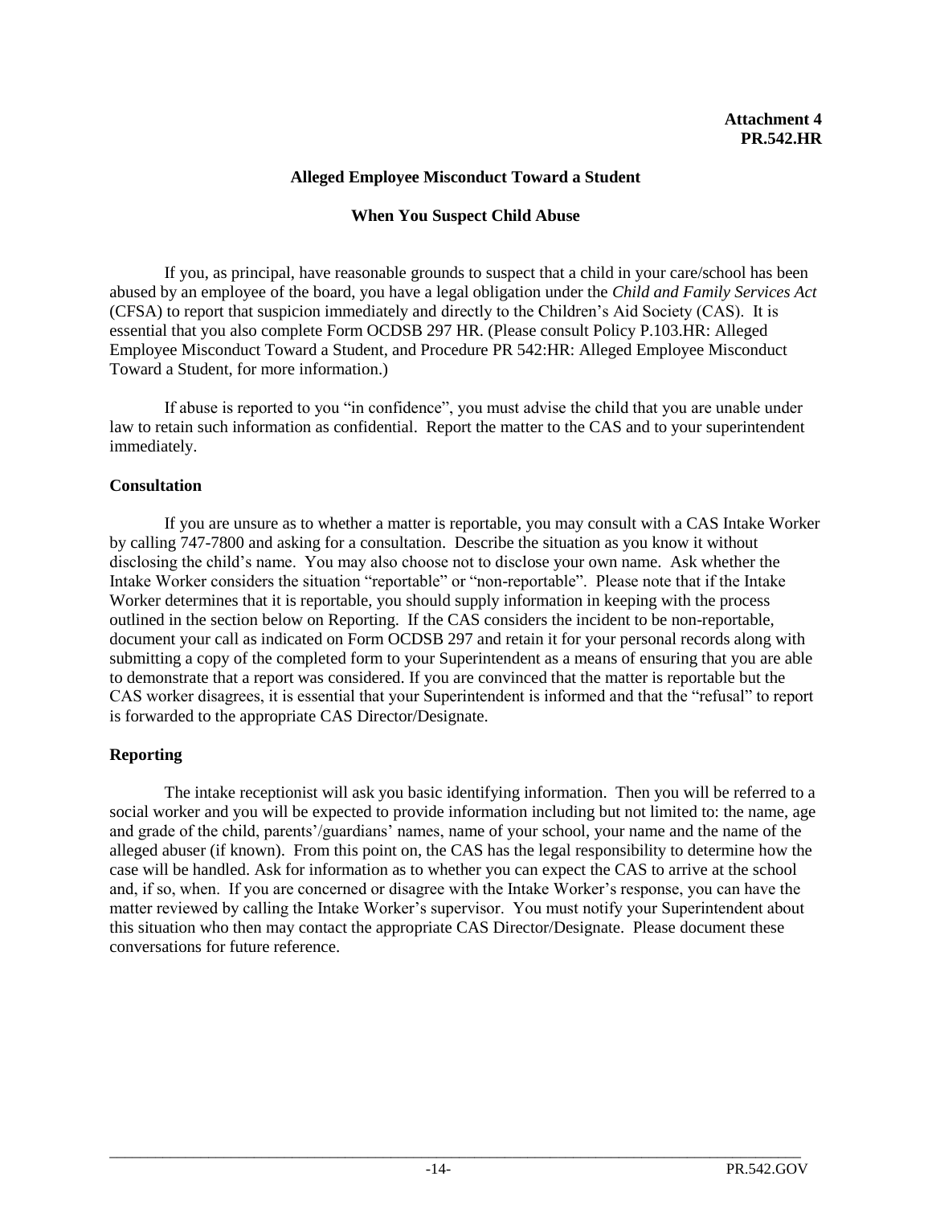**Attachment 4**
**PR.542.HR**

## Alleged Employee Misconduct Toward a Student

### When You Suspect Child Abuse

If you, as principal, have reasonable grounds to suspect that a child in your care/school has been abused by an employee of the board, you have a legal obligation under the *Child and Family Services Act* (CFSA) to report that suspicion immediately and directly to the Children's Aid Society (CAS). It is essential that you also complete Form OCDSB 297 HR. (Please consult Policy P.103.HR: Alleged Employee Misconduct Toward a Student, and Procedure PR 542:HR: Alleged Employee Misconduct Toward a Student, for more information.)

If abuse is reported to you "in confidence", you must advise the child that you are unable under law to retain such information as confidential. Report the matter to the CAS and to your superintendent immediately.

### Consultation

If you are unsure as to whether a matter is reportable, you may consult with a CAS Intake Worker by calling 747-7800 and asking for a consultation. Describe the situation as you know it without disclosing the child's name. You may also choose not to disclose your own name. Ask whether the Intake Worker considers the situation "reportable" or "non-reportable". Please note that if the Intake Worker determines that it is reportable, you should supply information in keeping with the process outlined in the section below on Reporting. If the CAS considers the incident to be non-reportable, document your call as indicated on Form OCDSB 297 and retain it for your personal records along with submitting a copy of the completed form to your Superintendent as a means of ensuring that you are able to demonstrate that a report was considered. If you are convinced that the matter is reportable but the CAS worker disagrees, it is essential that your Superintendent is informed and that the "refusal" to report is forwarded to the appropriate CAS Director/Designate.

### Reporting

The intake receptionist will ask you basic identifying information. Then you will be referred to a social worker and you will be expected to provide information including but not limited to: the name, age and grade of the child, parents'/guardians' names, name of your school, your name and the name of the alleged abuser (if known). From this point on, the CAS has the legal responsibility to determine how the case will be handled. Ask for information as to whether you can expect the CAS to arrive at the school and, if so, when. If you are concerned or disagree with the Intake Worker's response, you can have the matter reviewed by calling the Intake Worker's supervisor. You must notify your Superintendent about this situation who then may contact the appropriate CAS Director/Designate. Please document these conversations for future reference.